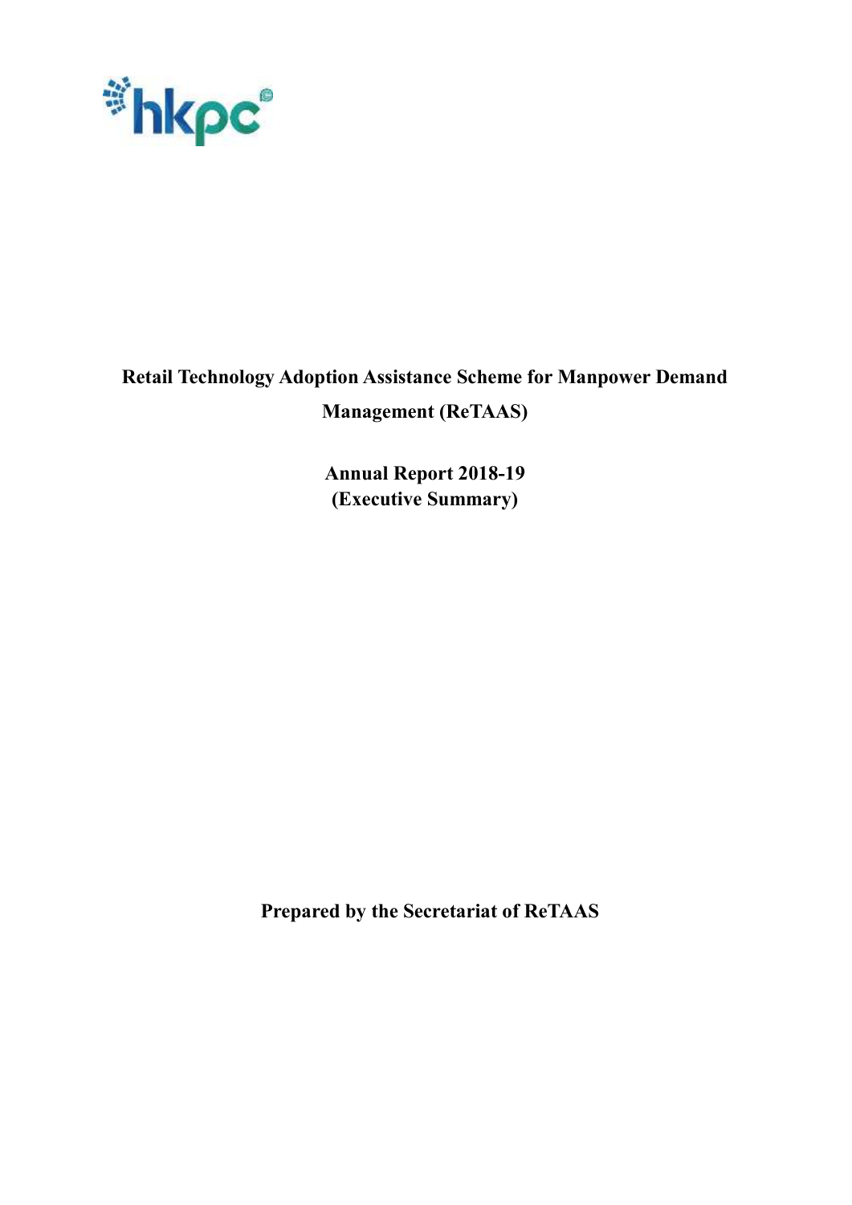hkpc

# Retail Technology Adoption Assistance Scheme for Manpower Demand Management (ReTAAS)

## Annual Report 2018-19
## (Executive Summary)

**Prepared by the Secretariat of ReTAAS**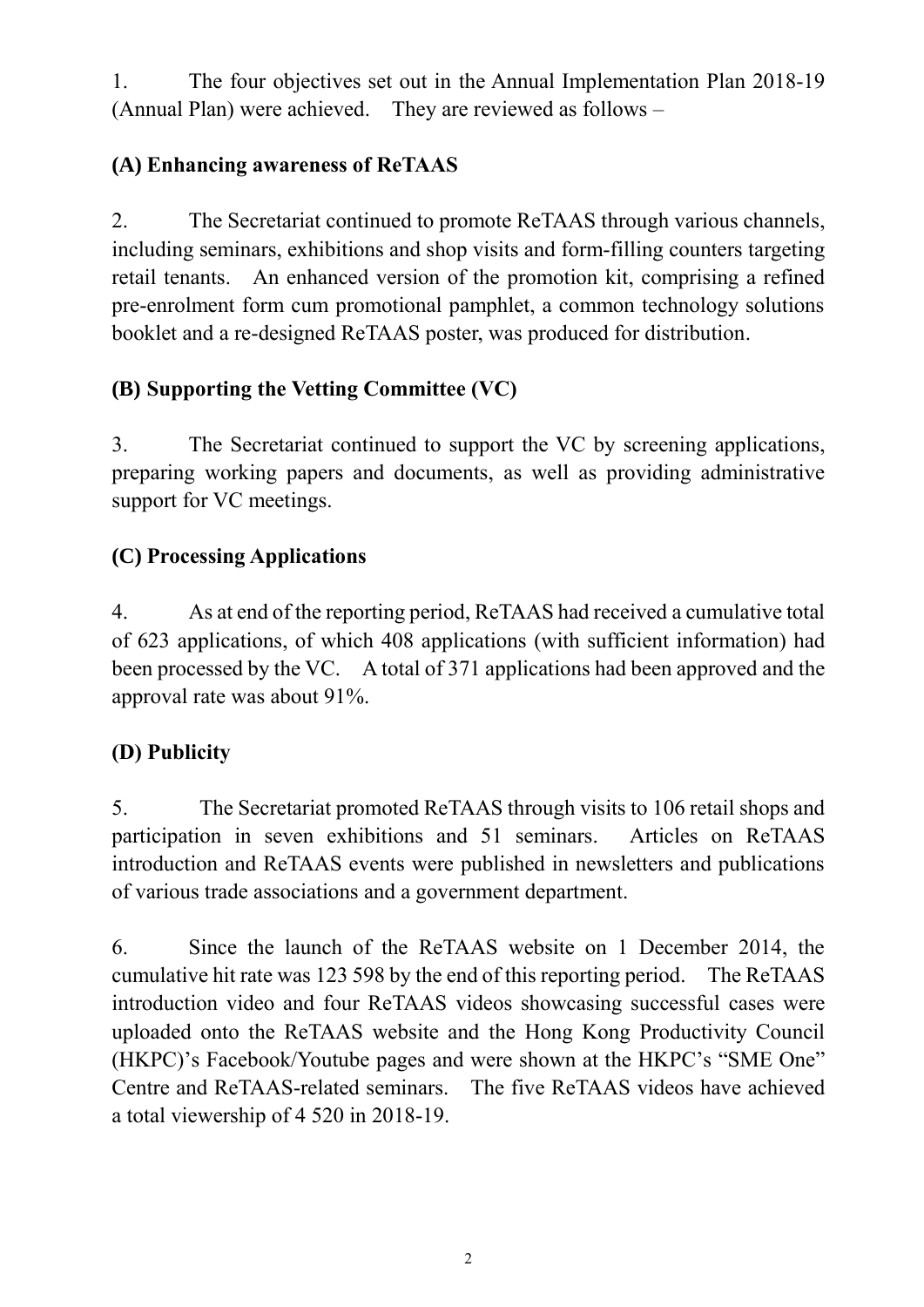1. The four objectives set out in the Annual Implementation Plan 2018-19 (Annual Plan) were achieved. They are reviewed as follows –

**(A) Enhancing awareness of ReTAAS**

2. The Secretariat continued to promote ReTAAS through various channels, including seminars, exhibitions and shop visits and form-filling counters targeting retail tenants. An enhanced version of the promotion kit, comprising a refined pre-enrolment form cum promotional pamphlet, a common technology solutions booklet and a re-designed ReTAAS poster, was produced for distribution.

**(B) Supporting the Vetting Committee (VC)**

3. The Secretariat continued to support the VC by screening applications, preparing working papers and documents, as well as providing administrative support for VC meetings.

**(C) Processing Applications**

4. As at end of the reporting period, ReTAAS had received a cumulative total of 623 applications, of which 408 applications (with sufficient information) had been processed by the VC. A total of 371 applications had been approved and the approval rate was about 91%.

**(D) Publicity**

5. The Secretariat promoted ReTAAS through visits to 106 retail shops and participation in seven exhibitions and 51 seminars. Articles on ReTAAS introduction and ReTAAS events were published in newsletters and publications of various trade associations and a government department.

6. Since the launch of the ReTAAS website on 1 December 2014, the cumulative hit rate was 123 598 by the end of this reporting period. The ReTAAS introduction video and four ReTAAS videos showcasing successful cases were uploaded onto the ReTAAS website and the Hong Kong Productivity Council (HKPC)'s Facebook/Youtube pages and were shown at the HKPC's "SME One" Centre and ReTAAS-related seminars. The five ReTAAS videos have achieved a total viewership of 4 520 in 2018-19.